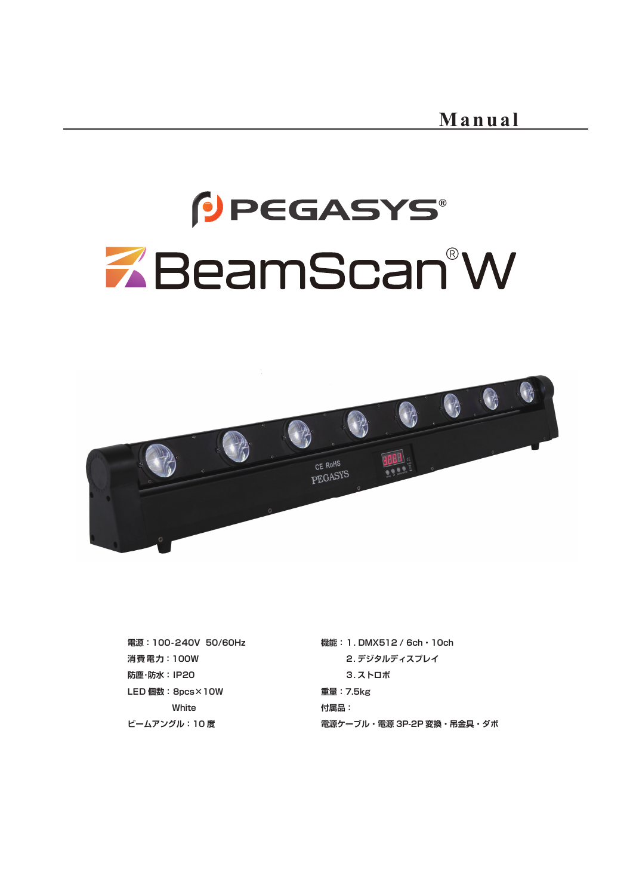# Manual

# PEGASYS®

# BeamScan® W

電源：100-240V 50/60Hz

消費電力：100W

防塵･防水：IP20

LED 個数：8pcs×10W

White

ビームアングル：10 度

機能：1. DMX512 / 6ch・10ch

2. デジタルディスプレイ

3. ストロボ

重量：7.5kg

付属品：

電源ケーブル・電源 3P-2P 変換・吊金具・ダボ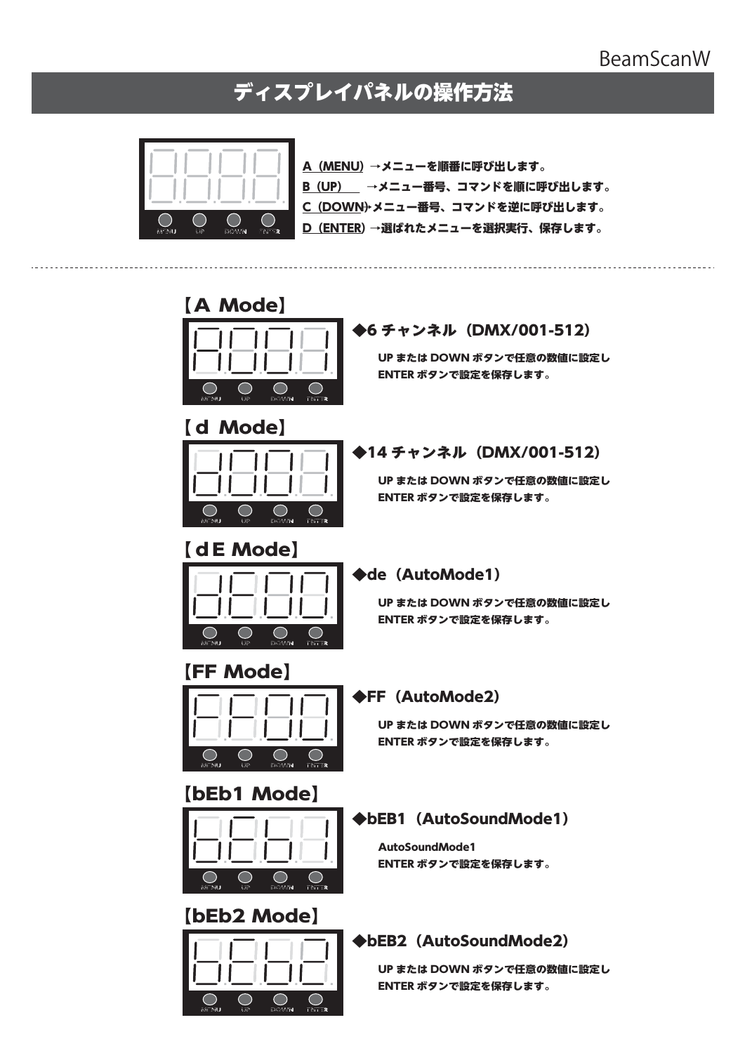# ディスプレイパネルの操作方法

A（MENU）→メニューを順番に呼び出します。
B（UP）　→メニュー番号、コマンドを順に呼び出します。
C（DOWN）→メニュー番号、コマンドを逆に呼び出します。
D（ENTER）→選ばれたメニューを選択実行、保存します。

## 【A Mode】

**◆6 チャンネル（DMX/001-512）**

UP または DOWN ボタンで任意の数値に設定し
ENTER ボタンで設定を保存します。

## 【d Mode】

**◆14 チャンネル（DMX/001-512）**

UP または DOWN ボタンで任意の数値に設定し
ENTER ボタンで設定を保存します。

## 【dE Mode】

**◆de（AutoMode1）**

UP または DOWN ボタンで任意の数値に設定し
ENTER ボタンで設定を保存します。

## 【FF Mode】

**◆FF（AutoMode2）**

UP または DOWN ボタンで任意の数値に設定し
ENTER ボタンで設定を保存します。

## 【bEb1 Mode】

**◆bEB1（AutoSoundMode1）**

AutoSoundMode1
ENTER ボタンで設定を保存します。

## 【bEb2 Mode】

**◆bEB2（AutoSoundMode2）**

UP または DOWN ボタンで任意の数値に設定し
ENTER ボタンで設定を保存します。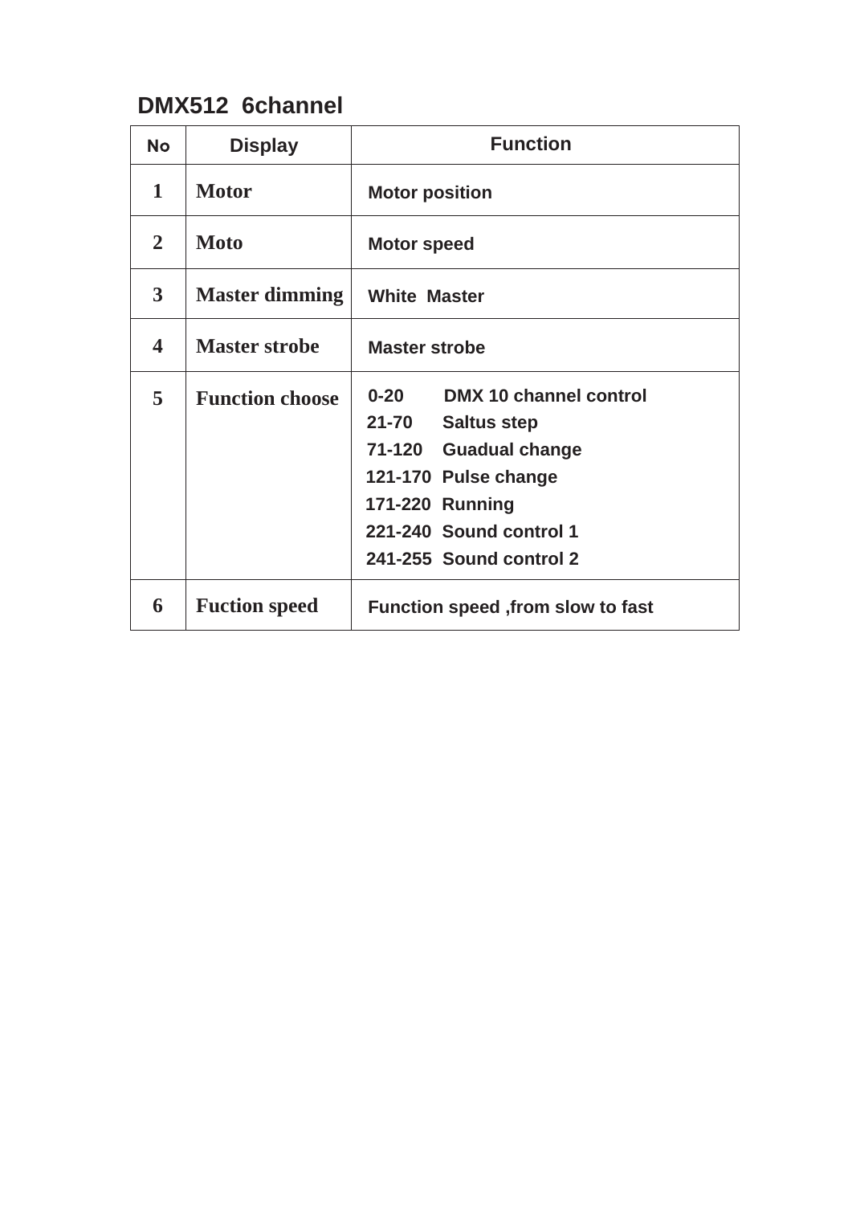## DMX512 6channel

| No | Display | Function |
|---|---|---|
| 1 | Motor | Motor position |
| 2 | Moto | Motor speed |
| 3 | Master dimming | White Master |
| 4 | Master strobe | Master strobe |
| 5 | Function choose | 0-20 DMX 10 channel control<br>21-70 Saltus step<br>71-120 Guadual change<br>121-170 Pulse change<br>171-220 Running<br>221-240 Sound control 1<br>241-255 Sound control 2 |
| 6 | Fuction speed | Function speed ,from slow to fast |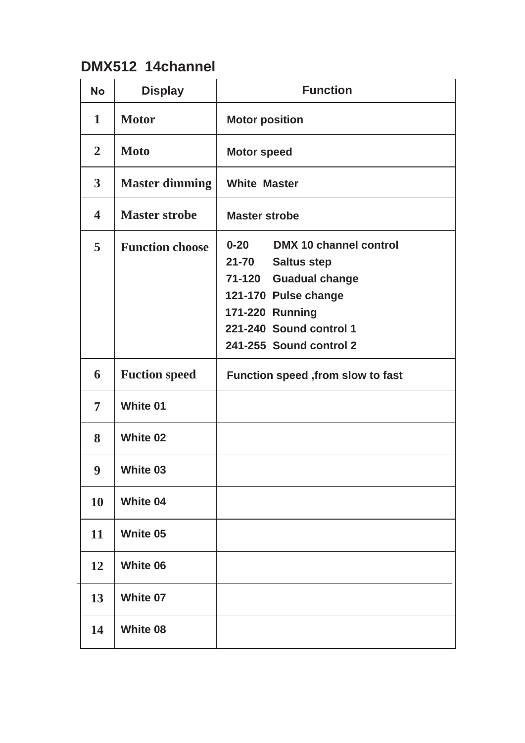## DMX512 14channel

| No | Display | Function |
|---|---|---|
| 1 | Motor | Motor position |
| 2 | Moto | Motor speed |
| 3 | Master dimming | White Master |
| 4 | Master strobe | Master strobe |
| 5 | Function choose | 0-20 DMX 10 channel control<br>21-70 Saltus step<br>71-120 Guadual change<br>121-170 Pulse change<br>171-220 Running<br>221-240 Sound control 1<br>241-255 Sound control 2 |
| 6 | Fuction speed | Function speed ,from slow to fast |
| 7 | White 01 | |
| 8 | White 02 | |
| 9 | White 03 | |
| 10 | White 04 | |
| 11 | Wnite 05 | |
| 12 | White 06 | |
| 13 | White 07 | |
| 14 | White 08 | |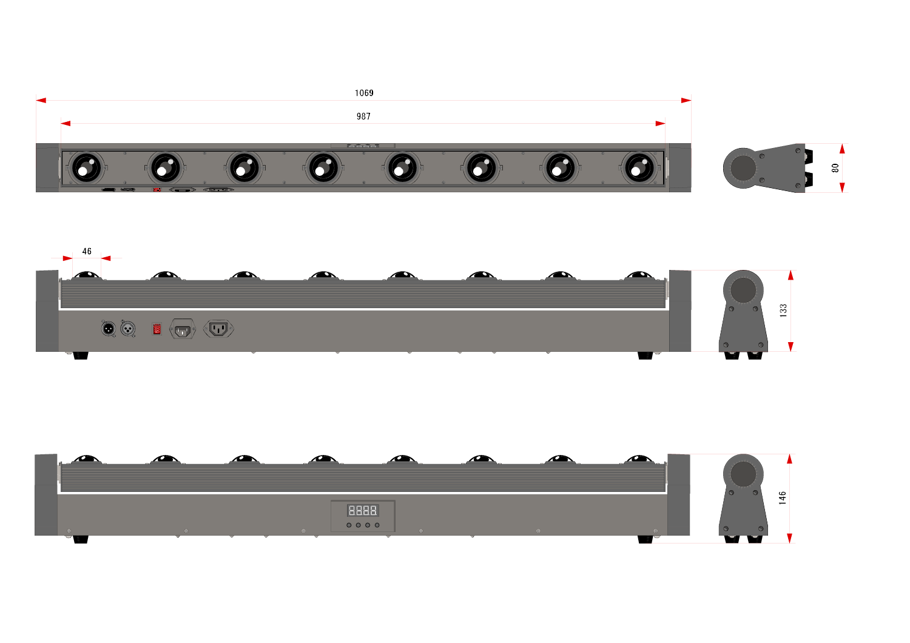1069

987

80

46

133

146